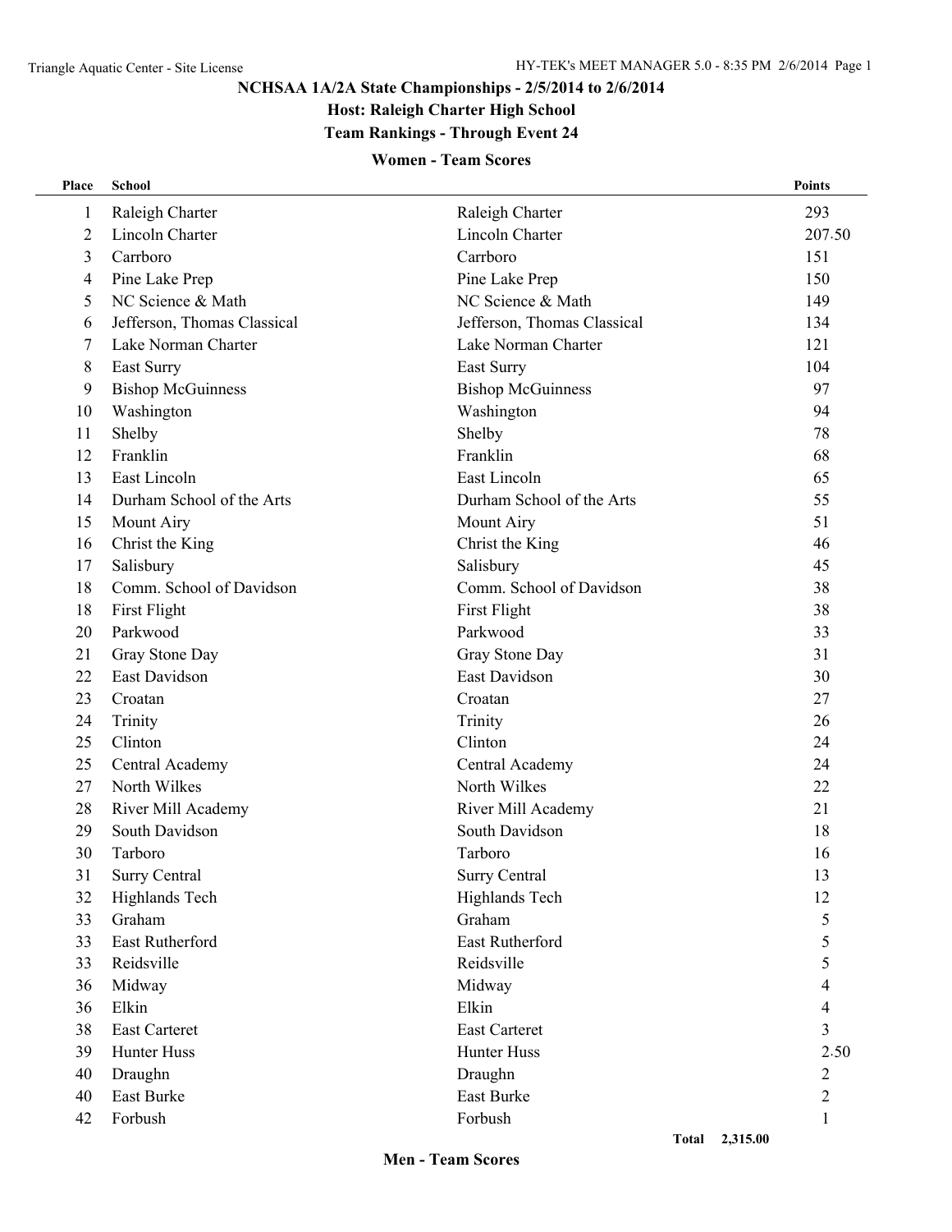# NCHSAA 1A/2A State Championships - 2/5/2014 to 2/6/2014

## Host: Raleigh Charter High School

## Team Rankings - Through Event 24

### Women - Team Scores

| Place | School | | Points |
|---|---|---|---|
| 1 | Raleigh Charter | Raleigh Charter | 293 |
| 2 | Lincoln Charter | Lincoln Charter | 207.50 |
| 3 | Carrboro | Carrboro | 151 |
| 4 | Pine Lake Prep | Pine Lake Prep | 150 |
| 5 | NC Science & Math | NC Science & Math | 149 |
| 6 | Jefferson, Thomas Classical | Jefferson, Thomas Classical | 134 |
| 7 | Lake Norman Charter | Lake Norman Charter | 121 |
| 8 | East Surry | East Surry | 104 |
| 9 | Bishop McGuinness | Bishop McGuinness | 97 |
| 10 | Washington | Washington | 94 |
| 11 | Shelby | Shelby | 78 |
| 12 | Franklin | Franklin | 68 |
| 13 | East Lincoln | East Lincoln | 65 |
| 14 | Durham School of the Arts | Durham School of the Arts | 55 |
| 15 | Mount Airy | Mount Airy | 51 |
| 16 | Christ the King | Christ the King | 46 |
| 17 | Salisbury | Salisbury | 45 |
| 18 | Comm. School of Davidson | Comm. School of Davidson | 38 |
| 18 | First Flight | First Flight | 38 |
| 20 | Parkwood | Parkwood | 33 |
| 21 | Gray Stone Day | Gray Stone Day | 31 |
| 22 | East Davidson | East Davidson | 30 |
| 23 | Croatan | Croatan | 27 |
| 24 | Trinity | Trinity | 26 |
| 25 | Clinton | Clinton | 24 |
| 25 | Central Academy | Central Academy | 24 |
| 27 | North Wilkes | North Wilkes | 22 |
| 28 | River Mill Academy | River Mill Academy | 21 |
| 29 | South Davidson | South Davidson | 18 |
| 30 | Tarboro | Tarboro | 16 |
| 31 | Surry Central | Surry Central | 13 |
| 32 | Highlands Tech | Highlands Tech | 12 |
| 33 | Graham | Graham | 5 |
| 33 | East Rutherford | East Rutherford | 5 |
| 33 | Reidsville | Reidsville | 5 |
| 36 | Midway | Midway | 4 |
| 36 | Elkin | Elkin | 4 |
| 38 | East Carteret | East Carteret | 3 |
| 39 | Hunter Huss | Hunter Huss | 2.50 |
| 40 | Draughn | Draughn | 2 |
| 40 | East Burke | East Burke | 2 |
| 42 | Forbush | Forbush | 1 |

Total 2,315.00

### Men - Team Scores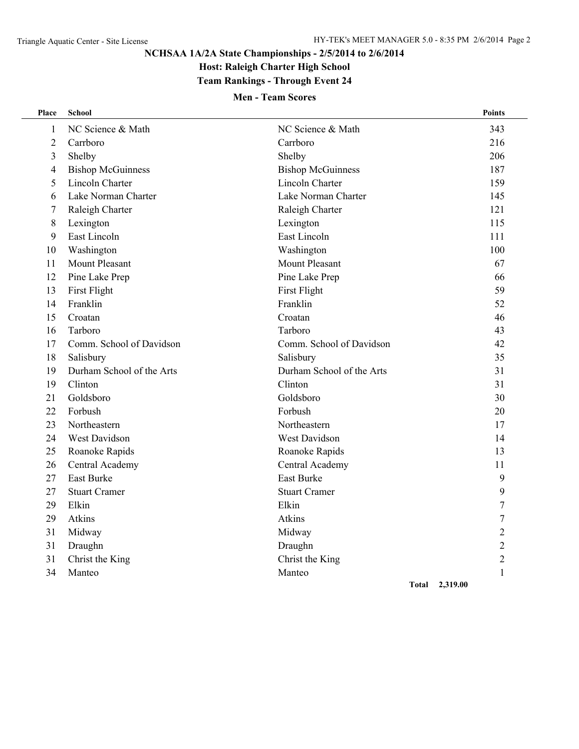# NCHSAA 1A/2A State Championships - 2/5/2014 to 2/6/2014

## Host: Raleigh Charter High School

## Team Rankings - Through Event 24

### Men - Team Scores

| Place | School | | Points |
|---|---|---|---|
| 1 | NC Science & Math | NC Science & Math | 343 |
| 2 | Carrboro | Carrboro | 216 |
| 3 | Shelby | Shelby | 206 |
| 4 | Bishop McGuinness | Bishop McGuinness | 187 |
| 5 | Lincoln Charter | Lincoln Charter | 159 |
| 6 | Lake Norman Charter | Lake Norman Charter | 145 |
| 7 | Raleigh Charter | Raleigh Charter | 121 |
| 8 | Lexington | Lexington | 115 |
| 9 | East Lincoln | East Lincoln | 111 |
| 10 | Washington | Washington | 100 |
| 11 | Mount Pleasant | Mount Pleasant | 67 |
| 12 | Pine Lake Prep | Pine Lake Prep | 66 |
| 13 | First Flight | First Flight | 59 |
| 14 | Franklin | Franklin | 52 |
| 15 | Croatan | Croatan | 46 |
| 16 | Tarboro | Tarboro | 43 |
| 17 | Comm. School of Davidson | Comm. School of Davidson | 42 |
| 18 | Salisbury | Salisbury | 35 |
| 19 | Durham School of the Arts | Durham School of the Arts | 31 |
| 19 | Clinton | Clinton | 31 |
| 21 | Goldsboro | Goldsboro | 30 |
| 22 | Forbush | Forbush | 20 |
| 23 | Northeastern | Northeastern | 17 |
| 24 | West Davidson | West Davidson | 14 |
| 25 | Roanoke Rapids | Roanoke Rapids | 13 |
| 26 | Central Academy | Central Academy | 11 |
| 27 | East Burke | East Burke | 9 |
| 27 | Stuart Cramer | Stuart Cramer | 9 |
| 29 | Elkin | Elkin | 7 |
| 29 | Atkins | Atkins | 7 |
| 31 | Midway | Midway | 2 |
| 31 | Draughn | Draughn | 2 |
| 31 | Christ the King | Christ the King | 2 |
| 34 | Manteo | Manteo | 1 |
| | | **Total** | **2,319.00** |